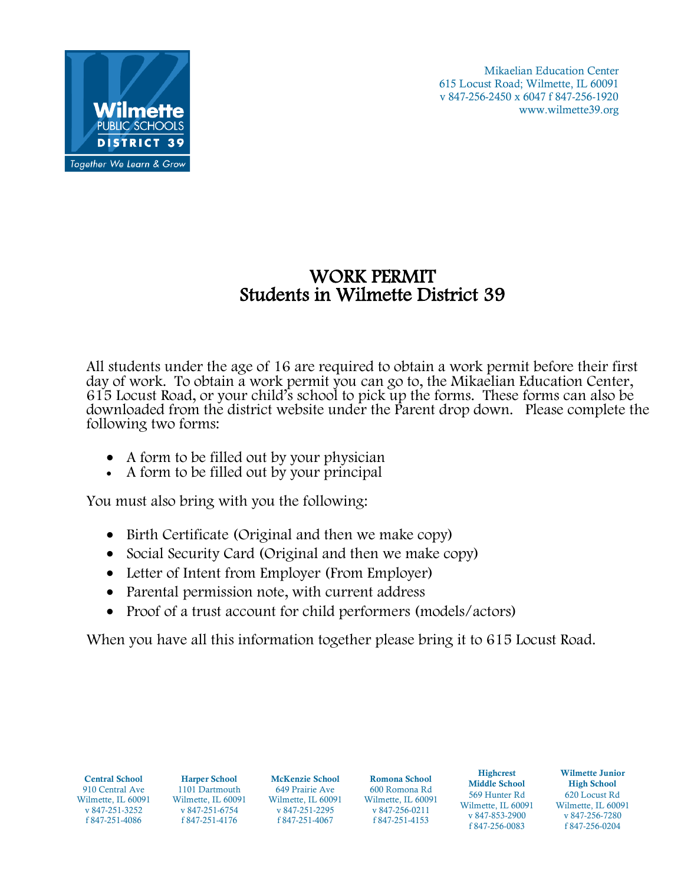Wilmette PUBLIC SCHOOLS DISTRICT 39

*Together We Learn & Grow*

Mikaelian Education Center
615 Locust Road; Wilmette, IL 60091
v 847-256-2450 x 6047 f 847-256-1920
www.wilmette39.org

# WORK PERMIT
## Students in Wilmette District 39

All students under the age of 16 are required to obtain a work permit before their first day of work. To obtain a work permit you can go to, the Mikaelian Education Center, 615 Locust Road, or your child's school to pick up the forms. These forms can also be downloaded from the district website under the Parent drop down. Please complete the following two forms:

- A form to be filled out by your physician
- A form to be filled out by your principal

You must also bring with you the following:

- Birth Certificate (Original and then we make copy)
- Social Security Card (Original and then we make copy)
- Letter of Intent from Employer (From Employer)
- Parental permission note, with current address
- Proof of a trust account for child performers (models/actors)

When you have all this information together please bring it to 615 Locust Road.

| **Central School** | **Harper School** | **McKenzie School** | **Romona School** | **Highcrest Middle School** | **Wilmette Junior High School** |
|---|---|---|---|---|---|
| 910 Central Ave | 1101 Dartmouth | 649 Prairie Ave | 600 Romona Rd | 569 Hunter Rd | 620 Locust Rd |
| Wilmette, IL 60091 | Wilmette, IL 60091 | Wilmette, IL 60091 | Wilmette, IL 60091 | Wilmette, IL 60091 | Wilmette, IL 60091 |
| v 847-251-3252 | v 847-251-6754 | v 847-251-2295 | v 847-256-0211 | v 847-853-2900 | v 847-256-7280 |
| f 847-251-4086 | f 847-251-4176 | f 847-251-4067 | f 847-251-4153 | f 847-256-0083 | f 847-256-0204 |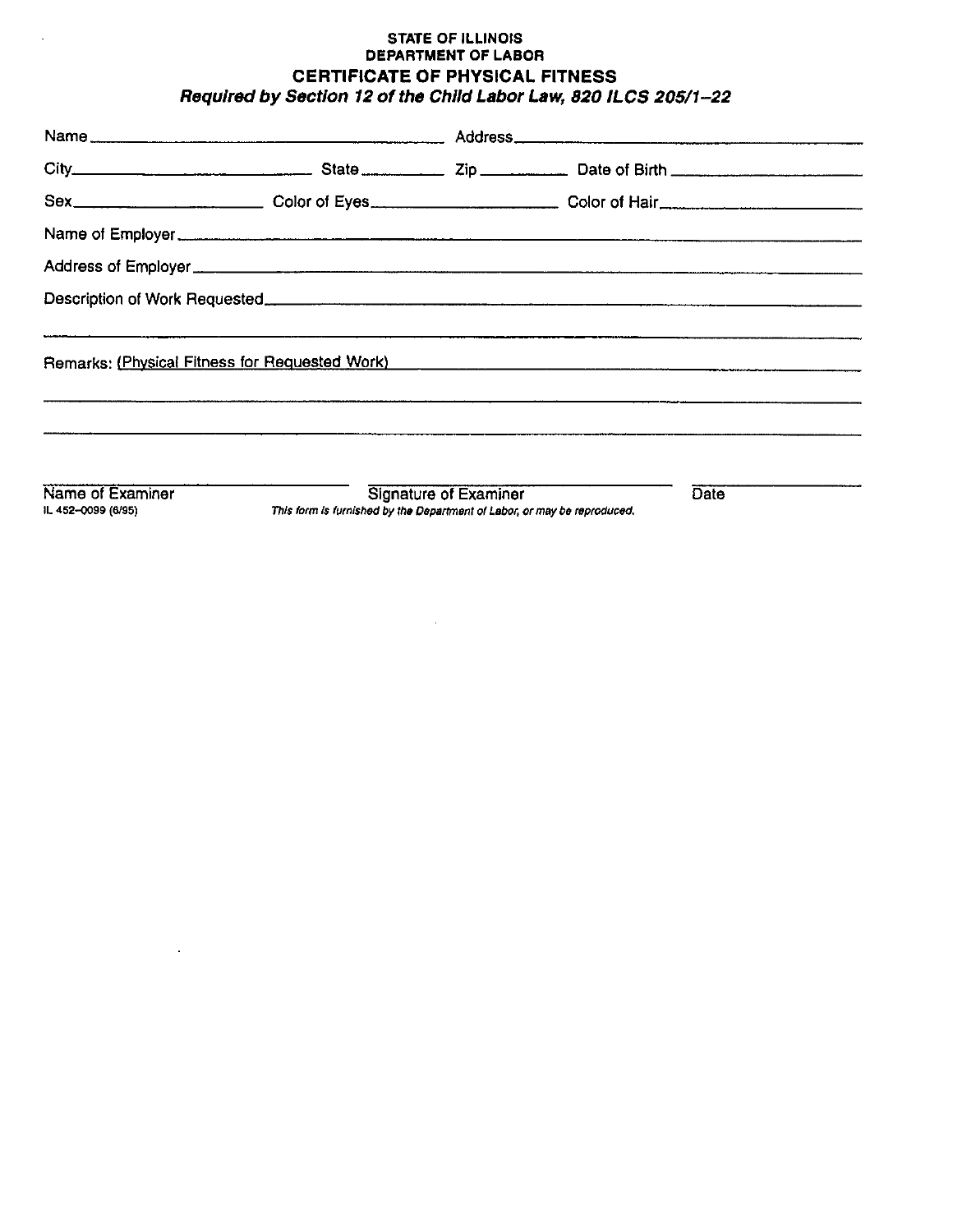**STATE OF ILLINOIS**
**DEPARTMENT OF LABOR**

# CERTIFICATE OF PHYSICAL FITNESS

***Required by Section 12 of the Child Labor Law, 820 ILCS 205/1–22***

Name ______________________________ Address ______________________________

City ____________________ State __________ Zip __________ Date of Birth ____________________

Sex ____________________ Color of Eyes ____________________ Color of Hair ____________________

Name of Employer ______________________________________________________________

Address of Employer ______________________________________________________________

Description of Work Requested ______________________________________________________________

______________________________________________________________

Remarks: (Physical Fitness for Requested Work) ______________________________________________

______________________________________________________________

______________________________________________________________

______________________________ ______________________________ ____________
Name of Examiner                          Signature of Examiner                          Date

IL 452–0099 (6/95)

*This form is furnished by the Department of Labor, or may be reproduced.*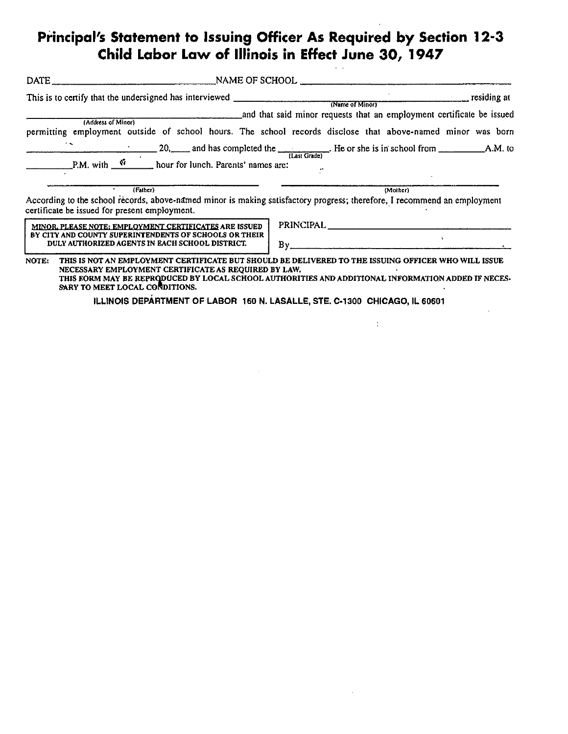# Principal's Statement to Issuing Officer As Required by Section 12-3 Child Labor Law of Illinois in Effect June 30, 1947

DATE ______________________________ NAME OF SCHOOL ______________________________

This is to certify that the undersigned has interviewed ______________________________ (Name of Minor) residing at ______________________________ (Address of Minor) and that said minor requests that an employment certificate be issued permitting employment outside of school hours. The school records disclose that above-named minor was born ______________________ 20,____ and has completed the __________ (Last Grade). He or she is in school from __________ A.M. to __________ P.M. with __________ hour for lunch. Parents' names are:

______________________________ (Father) ______________________________ (Mother)

According to the school records, above-named minor is making satisfactory progress; therefore, I recommend an employment certificate be issued for present employment.

**MINOR, PLEASE NOTE: EMPLOYMENT CERTIFICATES ARE ISSUED BY CITY AND COUNTY SUPERINTENDENTS OF SCHOOLS OR THEIR DULY AUTHORIZED AGENTS IN EACH SCHOOL DISTRICT.**

PRINCIPAL ______________________________

By ______________________________

**NOTE:** THIS IS NOT AN EMPLOYMENT CERTIFICATE BUT SHOULD BE DELIVERED TO THE ISSUING OFFICER WHO WILL ISSUE NECESSARY EMPLOYMENT CERTIFICATE AS REQUIRED BY LAW.
THIS FORM MAY BE REPRODUCED BY LOCAL SCHOOL AUTHORITIES AND ADDITIONAL INFORMATION ADDED IF NECESSARY TO MEET LOCAL CONDITIONS.

**ILLINOIS DEPARTMENT OF LABOR 160 N. LASALLE, STE. C-1300 CHICAGO, IL 60601**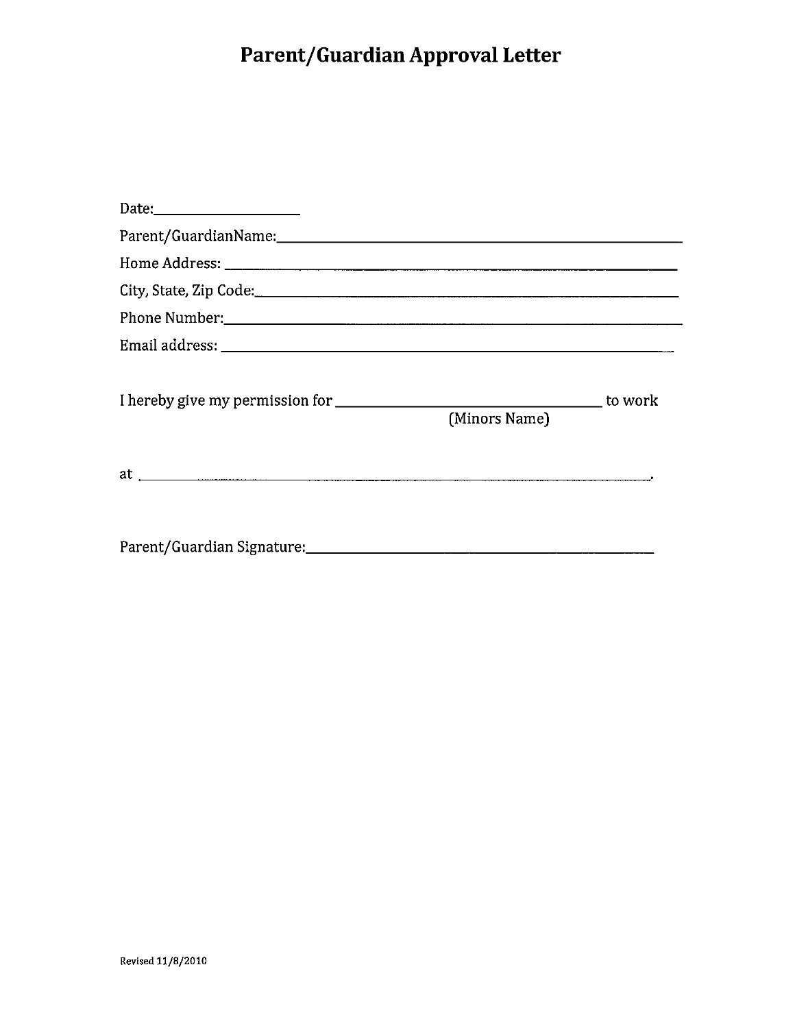# Parent/Guardian Approval Letter

Date:____________________

Parent/GuardianName:________________________________________________________

Home Address: ______________________________________________________________

City, State, Zip Code:_______________________________________________________

Phone Number:_______________________________________________________________

Email address: ______________________________________________________________

I hereby give my permission for ____________________________________ to work
(Minors Name)

at ________________________________________________________________________.

Parent/Guardian Signature:__________________________________________________

Revised 11/8/2010